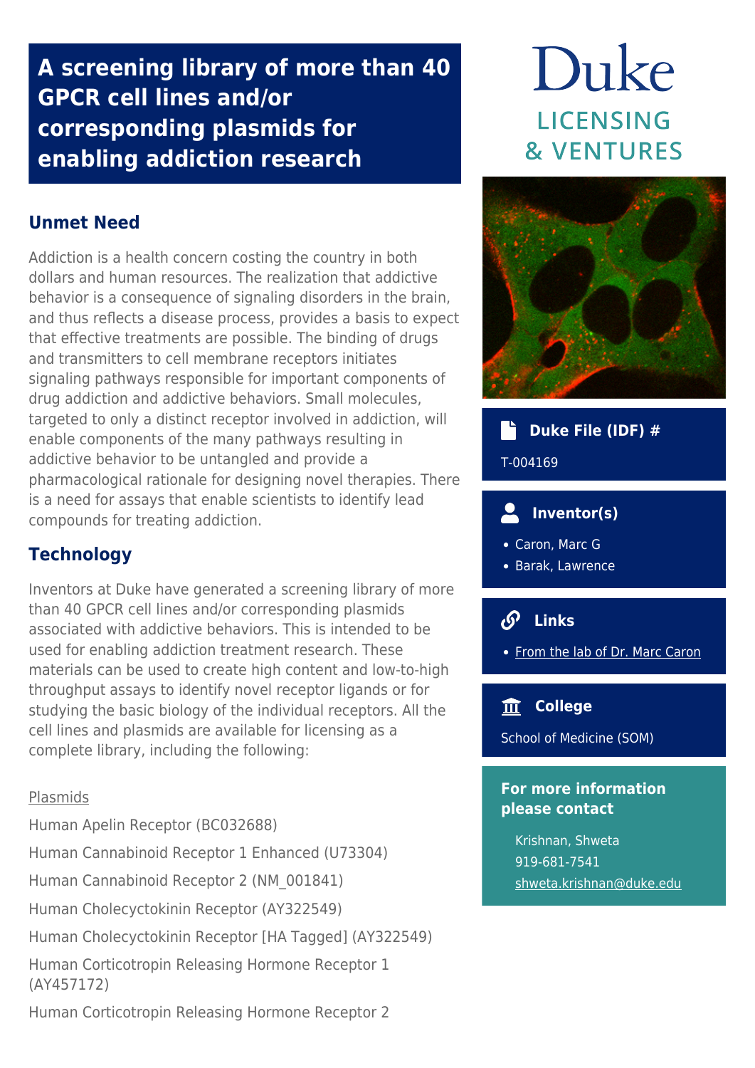# A screening library of more than 40 GPCR cell lines and/or corresponding plasmids for enabling addiction research

Duke
LICENSING
& VENTURES

## Unmet Need

Addiction is a health concern costing the country in both dollars and human resources. The realization that addictive behavior is a consequence of signaling disorders in the brain, and thus reflects a disease process, provides a basis to expect that effective treatments are possible. The binding of drugs and transmitters to cell membrane receptors initiates signaling pathways responsible for important components of drug addiction and addictive behaviors. Small molecules, targeted to only a distinct receptor involved in addiction, will enable components of the many pathways resulting in addictive behavior to be untangled and provide a pharmacological rationale for designing novel therapies. There is a need for assays that enable scientists to identify lead compounds for treating addiction.

## Technology

Inventors at Duke have generated a screening library of more than 40 GPCR cell lines and/or corresponding plasmids associated with addictive behaviors. This is intended to be used for enabling addiction treatment research. These materials can be used to create high content and low-to-high throughput assays to identify novel receptor ligands or for studying the basic biology of the individual receptors. All the cell lines and plasmids are available for licensing as a complete library, including the following:

Plasmids

Human Apelin Receptor (BC032688)

Human Cannabinoid Receptor 1 Enhanced (U73304)

Human Cannabinoid Receptor 2 (NM_001841)

Human Cholecyctokinin Receptor (AY322549)

Human Cholecyctokinin Receptor [HA Tagged] (AY322549)

Human Corticotropin Releasing Hormone Receptor 1 (AY457172)

Human Corticotropin Releasing Hormone Receptor 2

### Duke File (IDF) #

T-004169

### Inventor(s)

- Caron, Marc G
- Barak, Lawrence

### Links

- From the lab of Dr. Marc Caron

### College

School of Medicine (SOM)

### For more information please contact

Krishnan, Shweta
919-681-7541
shweta.krishnan@duke.edu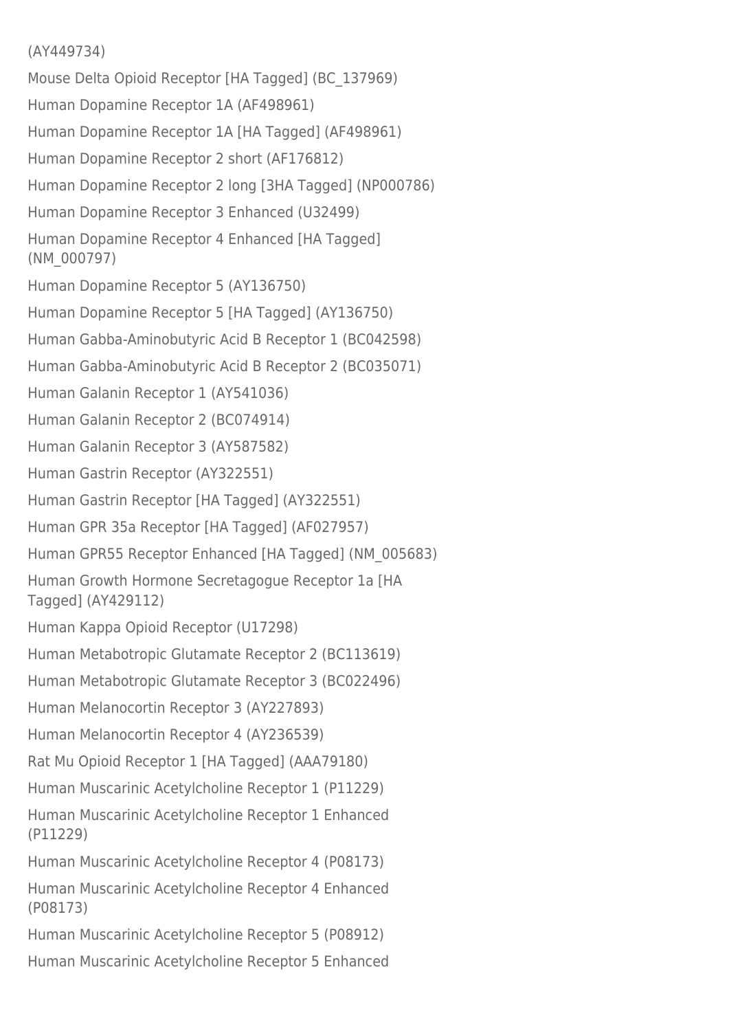(AY449734)

Mouse Delta Opioid Receptor [HA Tagged] (BC_137969)

Human Dopamine Receptor 1A (AF498961)

Human Dopamine Receptor 1A [HA Tagged] (AF498961)

Human Dopamine Receptor 2 short (AF176812)

Human Dopamine Receptor 2 long [3HA Tagged] (NP000786)

Human Dopamine Receptor 3 Enhanced (U32499)

Human Dopamine Receptor 4 Enhanced [HA Tagged] (NM_000797)

Human Dopamine Receptor 5 (AY136750)

Human Dopamine Receptor 5 [HA Tagged] (AY136750)

Human Gabba-Aminobutyric Acid B Receptor 1 (BC042598)

Human Gabba-Aminobutyric Acid B Receptor 2 (BC035071)

Human Galanin Receptor 1 (AY541036)

Human Galanin Receptor 2 (BC074914)

Human Galanin Receptor 3 (AY587582)

Human Gastrin Receptor (AY322551)

Human Gastrin Receptor [HA Tagged] (AY322551)

Human GPR 35a Receptor [HA Tagged] (AF027957)

Human GPR55 Receptor Enhanced [HA Tagged] (NM_005683)

Human Growth Hormone Secretagogue Receptor 1a [HA Tagged] (AY429112)

Human Kappa Opioid Receptor (U17298)

Human Metabotropic Glutamate Receptor 2 (BC113619)

Human Metabotropic Glutamate Receptor 3 (BC022496)

Human Melanocortin Receptor 3 (AY227893)

Human Melanocortin Receptor 4 (AY236539)

Rat Mu Opioid Receptor 1 [HA Tagged] (AAA79180)

Human Muscarinic Acetylcholine Receptor 1 (P11229)

Human Muscarinic Acetylcholine Receptor 1 Enhanced (P11229)

Human Muscarinic Acetylcholine Receptor 4 (P08173)

Human Muscarinic Acetylcholine Receptor 4 Enhanced (P08173)

Human Muscarinic Acetylcholine Receptor 5 (P08912)

Human Muscarinic Acetylcholine Receptor 5 Enhanced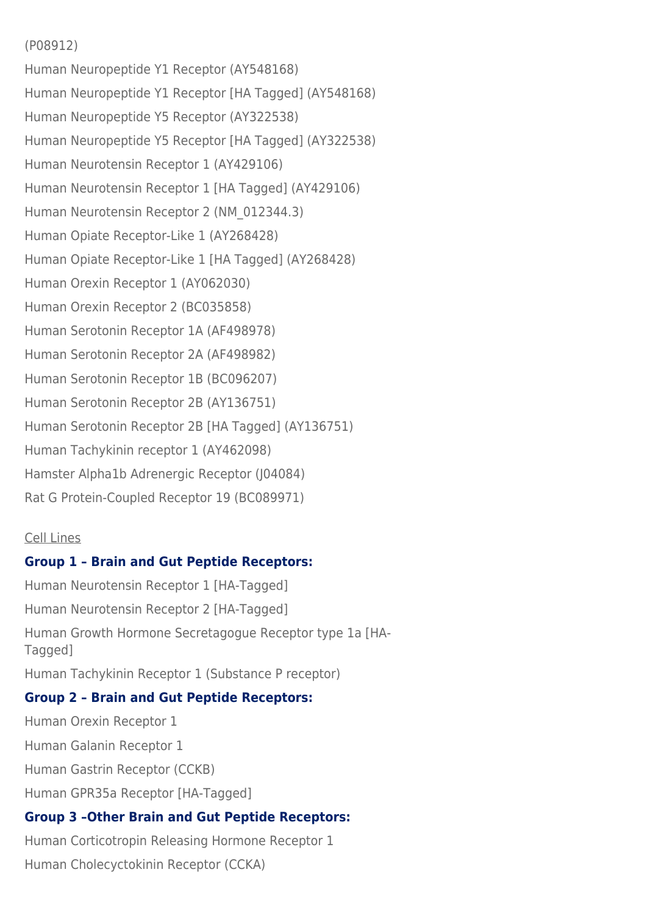(P08912)

Human Neuropeptide Y1 Receptor (AY548168)

Human Neuropeptide Y1 Receptor [HA Tagged] (AY548168)

Human Neuropeptide Y5 Receptor (AY322538)

Human Neuropeptide Y5 Receptor [HA Tagged] (AY322538)

Human Neurotensin Receptor 1 (AY429106)

Human Neurotensin Receptor 1 [HA Tagged] (AY429106)

Human Neurotensin Receptor 2 (NM_012344.3)

Human Opiate Receptor-Like 1 (AY268428)

Human Opiate Receptor-Like 1 [HA Tagged] (AY268428)

Human Orexin Receptor 1 (AY062030)

Human Orexin Receptor 2 (BC035858)

Human Serotonin Receptor 1A (AF498978)

Human Serotonin Receptor 2A (AF498982)

Human Serotonin Receptor 1B (BC096207)

Human Serotonin Receptor 2B (AY136751)

Human Serotonin Receptor 2B [HA Tagged] (AY136751)

Human Tachykinin receptor 1 (AY462098)

Hamster Alpha1b Adrenergic Receptor (J04084)

Rat G Protein-Coupled Receptor 19 (BC089971)

Cell Lines

**Group 1 – Brain and Gut Peptide Receptors:**

Human Neurotensin Receptor 1 [HA-Tagged]

Human Neurotensin Receptor 2 [HA-Tagged]

Human Growth Hormone Secretagogue Receptor type 1a [HA-Tagged]

Human Tachykinin Receptor 1 (Substance P receptor)

**Group 2 – Brain and Gut Peptide Receptors:**

Human Orexin Receptor 1

Human Galanin Receptor 1

Human Gastrin Receptor (CCKB)

Human GPR35a Receptor [HA-Tagged]

**Group 3 –Other Brain and Gut Peptide Receptors:**

Human Corticotropin Releasing Hormone Receptor 1

Human Cholecyctokinin Receptor (CCKA)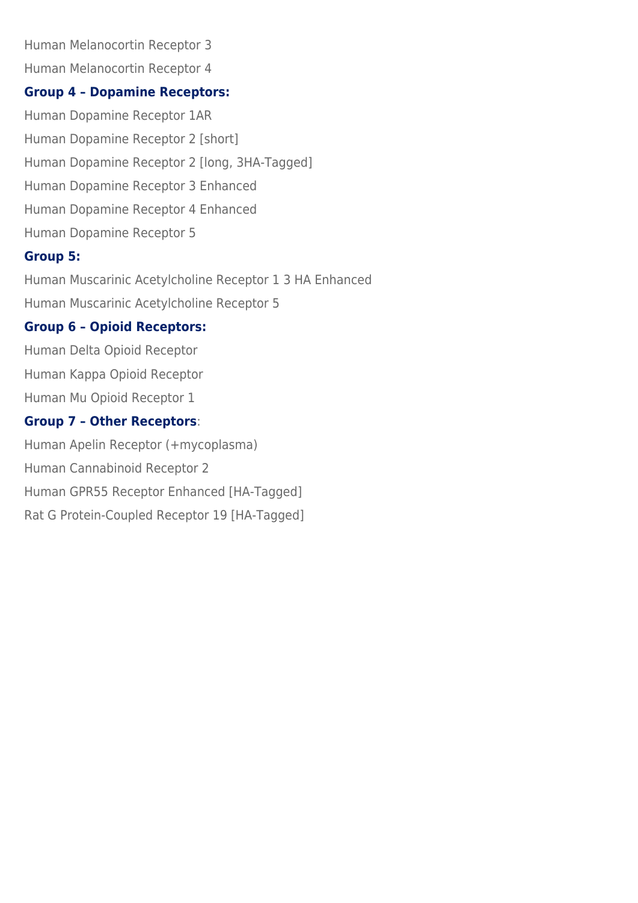Human Melanocortin Receptor 3

Human Melanocortin Receptor 4

**Group 4 – Dopamine Receptors:**

Human Dopamine Receptor 1AR

Human Dopamine Receptor 2 [short]

Human Dopamine Receptor 2 [long, 3HA-Tagged]

Human Dopamine Receptor 3 Enhanced

Human Dopamine Receptor 4 Enhanced

Human Dopamine Receptor 5

**Group 5:**

Human Muscarinic Acetylcholine Receptor 1 3 HA Enhanced

Human Muscarinic Acetylcholine Receptor 5

**Group 6 – Opioid Receptors:**

Human Delta Opioid Receptor

Human Kappa Opioid Receptor

Human Mu Opioid Receptor 1

**Group 7 – Other Receptors**:

Human Apelin Receptor (+mycoplasma)

Human Cannabinoid Receptor 2

Human GPR55 Receptor Enhanced [HA-Tagged]

Rat G Protein-Coupled Receptor 19 [HA-Tagged]